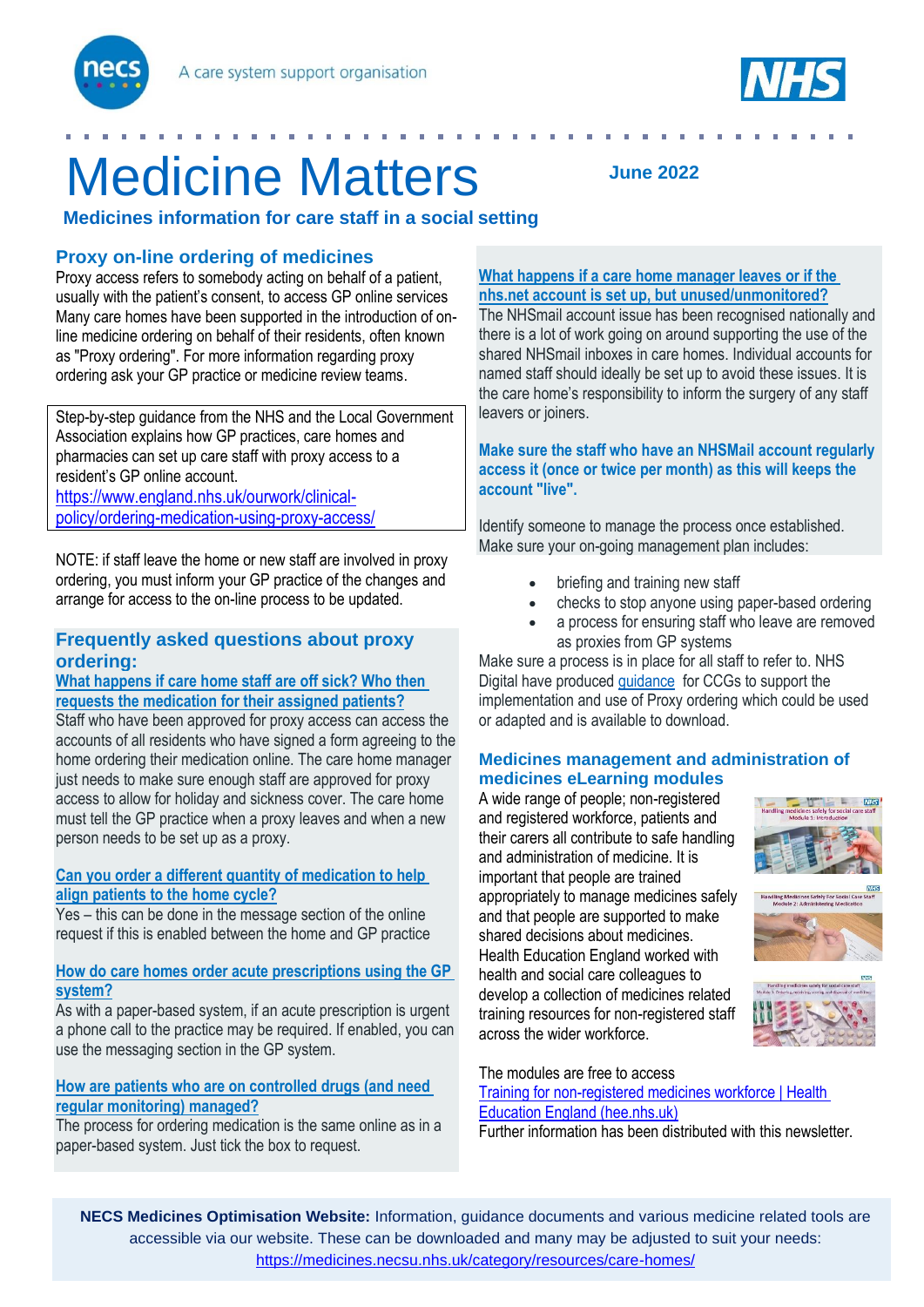# Medicine Matters

**June 2022**

**Medicines information for care staff in a social setting**

## Proxy on-line ordering of medicines

Proxy access refers to somebody acting on behalf of a patient, usually with the patient's consent, to access GP online services Many care homes have been supported in the introduction of on-line medicine ordering on behalf of their residents, often known as "Proxy ordering". For more information regarding proxy ordering ask your GP practice or medicine review teams.

Step-by-step guidance from the NHS and the Local Government Association explains how GP practices, care homes and pharmacies can set up care staff with proxy access to a resident's GP online account.
https://www.england.nhs.uk/ourwork/clinical-policy/ordering-medication-using-proxy-access/

NOTE: if staff leave the home or new staff are involved in proxy ordering, you must inform your GP practice of the changes and arrange for access to the on-line process to be updated.

## Frequently asked questions about proxy ordering:

**What happens if care home staff are off sick? Who then requests the medication for their assigned patients?**

Staff who have been approved for proxy access can access the accounts of all residents who have signed a form agreeing to the home ordering their medication online. The care home manager just needs to make sure enough staff are approved for proxy access to allow for holiday and sickness cover. The care home must tell the GP practice when a proxy leaves and when a new person needs to be set up as a proxy.

**Can you order a different quantity of medication to help align patients to the home cycle?**

Yes – this can be done in the message section of the online request if this is enabled between the home and GP practice

**How do care homes order acute prescriptions using the GP system?**

As with a paper-based system, if an acute prescription is urgent a phone call to the practice may be required. If enabled, you can use the messaging section in the GP system.

**How are patients who are on controlled drugs (and need regular monitoring) managed?**

The process for ordering medication is the same online as in a paper-based system. Just tick the box to request.

**What happens if a care home manager leaves or if the nhs.net account is set up, but unused/unmonitored?**

The NHSmail account issue has been recognised nationally and there is a lot of work going on around supporting the use of the shared NHSmail inboxes in care homes. Individual accounts for named staff should ideally be set up to avoid these issues. It is the care home's responsibility to inform the surgery of any staff leavers or joiners.

**Make sure the staff who have an NHSMail account regularly access it (once or twice per month) as this will keeps the account "live".**

Identify someone to manage the process once established. Make sure your on-going management plan includes:

- briefing and training new staff
- checks to stop anyone using paper-based ordering
- a process for ensuring staff who leave are removed as proxies from GP systems

Make sure a process is in place for all staff to refer to. NHS Digital have produced guidance for CCGs to support the implementation and use of Proxy ordering which could be used or adapted and is available to download.

## Medicines management and administration of medicines eLearning modules

A wide range of people; non-registered and registered workforce, patients and their carers all contribute to safe handling and administration of medicine. It is important that people are trained appropriately to manage medicines safely and that people are supported to make shared decisions about medicines. Health Education England worked with health and social care colleagues to develop a collection of medicines related training resources for non-registered staff across the wider workforce.

The modules are free to access
Training for non-registered medicines workforce | Health Education England (hee.nhs.uk)
Further information has been distributed with this newsletter.

**NECS Medicines Optimisation Website:** Information, guidance documents and various medicine related tools are accessible via our website. These can be downloaded and many may be adjusted to suit your needs:
https://medicines.necsu.nhs.uk/category/resources/care-homes/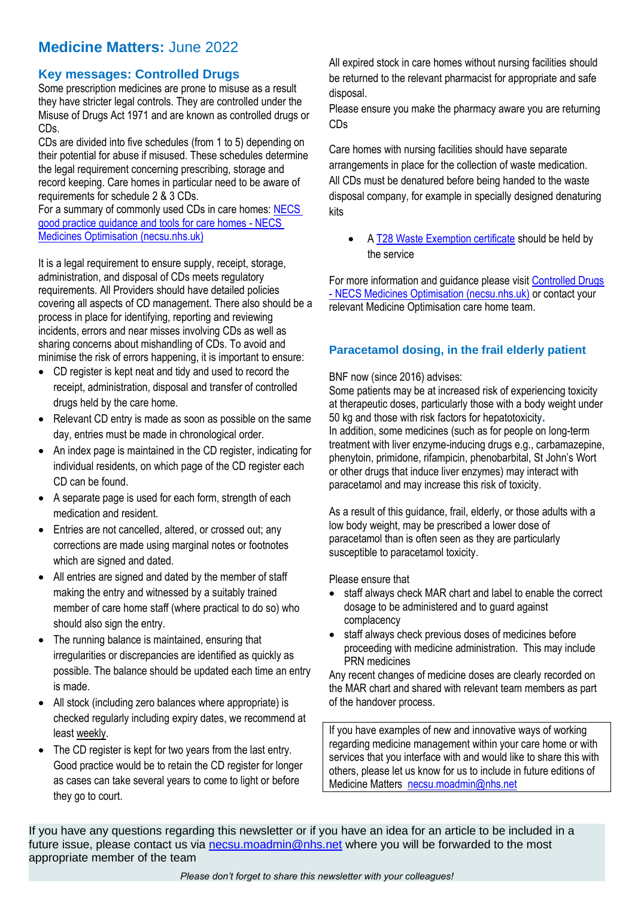# Medicine Matters: June 2022

## Key messages: Controlled Drugs

Some prescription medicines are prone to misuse as a result they have stricter legal controls. They are controlled under the Misuse of Drugs Act 1971 and are known as controlled drugs or CDs.

CDs are divided into five schedules (from 1 to 5) depending on their potential for abuse if misused. These schedules determine the legal requirement concerning prescribing, storage and record keeping. Care homes in particular need to be aware of requirements for schedule 2 & 3 CDs.

For a summary of commonly used CDs in care homes: NECS good practice guidance and tools for care homes - NECS Medicines Optimisation (necsu.nhs.uk)

It is a legal requirement to ensure supply, receipt, storage, administration, and disposal of CDs meets regulatory requirements. All Providers should have detailed policies covering all aspects of CD management. There also should be a process in place for identifying, reporting and reviewing incidents, errors and near misses involving CDs as well as sharing concerns about mishandling of CDs. To avoid and minimise the risk of errors happening, it is important to ensure:

- CD register is kept neat and tidy and used to record the receipt, administration, disposal and transfer of controlled drugs held by the care home.
- Relevant CD entry is made as soon as possible on the same day, entries must be made in chronological order.
- An index page is maintained in the CD register, indicating for individual residents, on which page of the CD register each CD can be found.
- A separate page is used for each form, strength of each medication and resident.
- Entries are not cancelled, altered, or crossed out; any corrections are made using marginal notes or footnotes which are signed and dated.
- All entries are signed and dated by the member of staff making the entry and witnessed by a suitably trained member of care home staff (where practical to do so) who should also sign the entry.
- The running balance is maintained, ensuring that irregularities or discrepancies are identified as quickly as possible. The balance should be updated each time an entry is made.
- All stock (including zero balances where appropriate) is checked regularly including expiry dates, we recommend at least weekly.
- The CD register is kept for two years from the last entry. Good practice would be to retain the CD register for longer as cases can take several years to come to light or before they go to court.

All expired stock in care homes without nursing facilities should be returned to the relevant pharmacist for appropriate and safe disposal.

Please ensure you make the pharmacy aware you are returning CDs

Care homes with nursing facilities should have separate arrangements in place for the collection of waste medication. All CDs must be denatured before being handed to the waste disposal company, for example in specially designed denaturing kits

- A T28 Waste Exemption certificate should be held by the service

For more information and guidance please visit Controlled Drugs - NECS Medicines Optimisation (necsu.nhs.uk) or contact your relevant Medicine Optimisation care home team.

## Paracetamol dosing, in the frail elderly patient

BNF now (since 2016) advises:

Some patients may be at increased risk of experiencing toxicity at therapeutic doses, particularly those with a body weight under 50 kg and those with risk factors for hepatotoxicity.

In addition, some medicines (such as for people on long-term treatment with liver enzyme-inducing drugs e.g., carbamazepine, phenytoin, primidone, rifampicin, phenobarbital, St John's Wort or other drugs that induce liver enzymes) may interact with paracetamol and may increase this risk of toxicity.

As a result of this guidance, frail, elderly, or those adults with a low body weight, may be prescribed a lower dose of paracetamol than is often seen as they are particularly susceptible to paracetamol toxicity.

Please ensure that

- staff always check MAR chart and label to enable the correct dosage to be administered and to guard against complacency
- staff always check previous doses of medicines before proceeding with medicine administration. This may include PRN medicines

Any recent changes of medicine doses are clearly recorded on the MAR chart and shared with relevant team members as part of the handover process.

If you have examples of new and innovative ways of working regarding medicine management within your care home or with services that you interface with and would like to share this with others, please let us know for us to include in future editions of Medicine Matters necsu.moadmin@nhs.net

If you have any questions regarding this newsletter or if you have an idea for an article to be included in a future issue, please contact us via necsu.moadmin@nhs.net where you will be forwarded to the most appropriate member of the team

*Please don't forget to share this newsletter with your colleagues!*